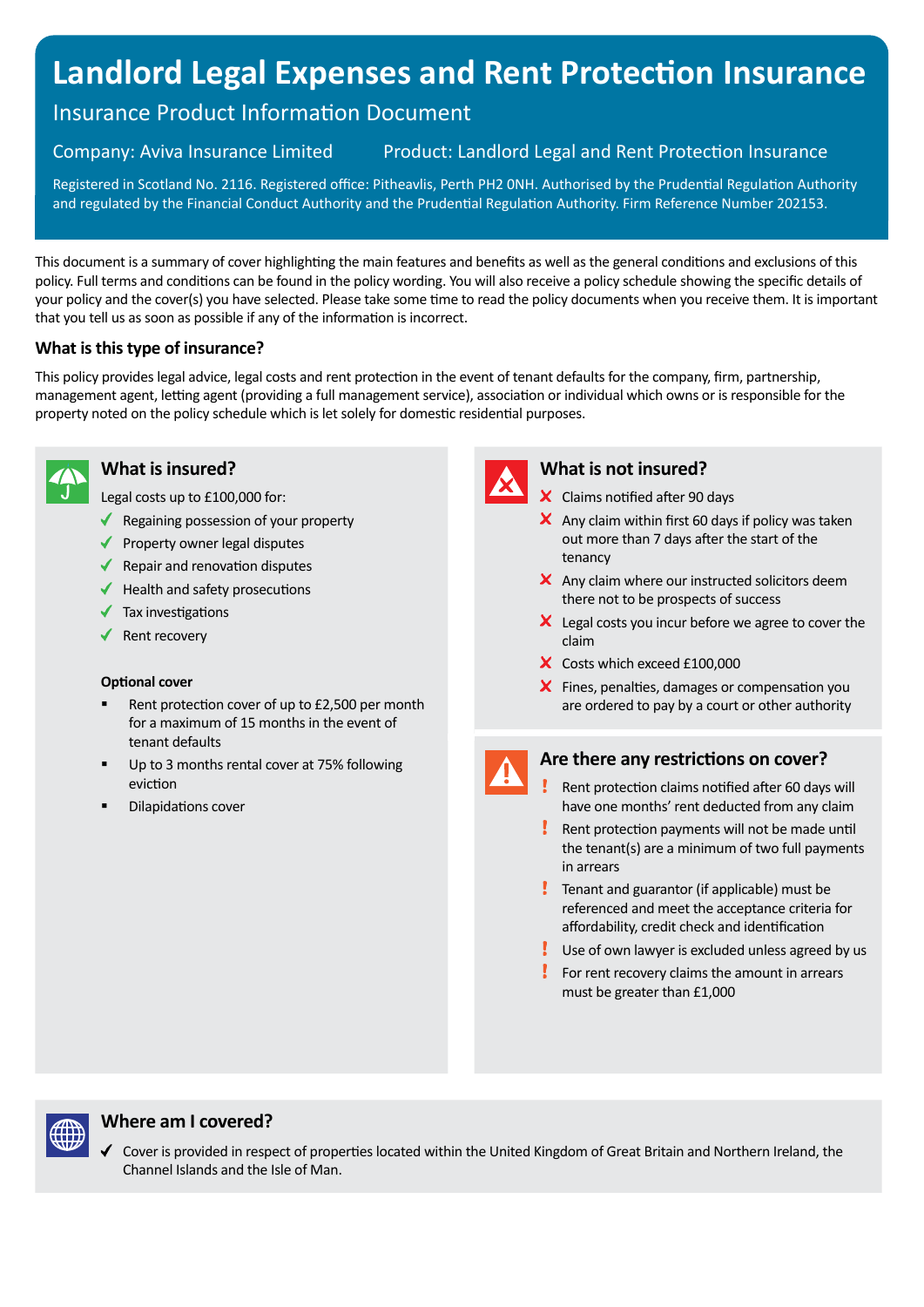# Landlord Legal Expenses and Rent Protection Insurance

## Insurance Product Information Document

Company: Aviva Insurance Limited

Product: Landlord Legal and Rent Protection Insurance

Registered in Scotland No. 2116. Registered office: Pitheavlis, Perth PH2 0NH. Authorised by the Prudential Regulation Authority and regulated by the Financial Conduct Authority and the Prudential Regulation Authority. Firm Reference Number 202153.

This document is a summary of cover highlighting the main features and benefits as well as the general conditions and exclusions of this policy. Full terms and conditions can be found in the policy wording. You will also receive a policy schedule showing the specific details of your policy and the cover(s) you have selected. Please take some time to read the policy documents when you receive them. It is important that you tell us as soon as possible if any of the information is incorrect.

### What is this type of insurance?

This policy provides legal advice, legal costs and rent protection in the event of tenant defaults for the company, firm, partnership, management agent, letting agent (providing a full management service), association or individual which owns or is responsible for the property noted on the policy schedule which is let solely for domestic residential purposes.

### What is insured?

Legal costs up to £100,000 for:

- ✓ Regaining possession of your property
- ✓ Property owner legal disputes
- ✓ Repair and renovation disputes
- ✓ Health and safety prosecutions
- ✓ Tax investigations
- ✓ Rent recovery

**Optional cover**

- Rent protection cover of up to £2,500 per month for a maximum of 15 months in the event of tenant defaults
- Up to 3 months rental cover at 75% following eviction
- Dilapidations cover

### What is not insured?

- ✗ Claims notified after 90 days
- ✗ Any claim within first 60 days if policy was taken out more than 7 days after the start of the tenancy
- ✗ Any claim where our instructed solicitors deem there not to be prospects of success
- ✗ Legal costs you incur before we agree to cover the claim
- ✗ Costs which exceed £100,000
- ✗ Fines, penalties, damages or compensation you are ordered to pay by a court or other authority

### Are there any restrictions on cover?

- ! Rent protection claims notified after 60 days will have one months' rent deducted from any claim
- ! Rent protection payments will not be made until the tenant(s) are a minimum of two full payments in arrears
- ! Tenant and guarantor (if applicable) must be referenced and meet the acceptance criteria for affordability, credit check and identification
- ! Use of own lawyer is excluded unless agreed by us
- ! For rent recovery claims the amount in arrears must be greater than £1,000

### Where am I covered?

- ✓ Cover is provided in respect of properties located within the United Kingdom of Great Britain and Northern Ireland, the Channel Islands and the Isle of Man.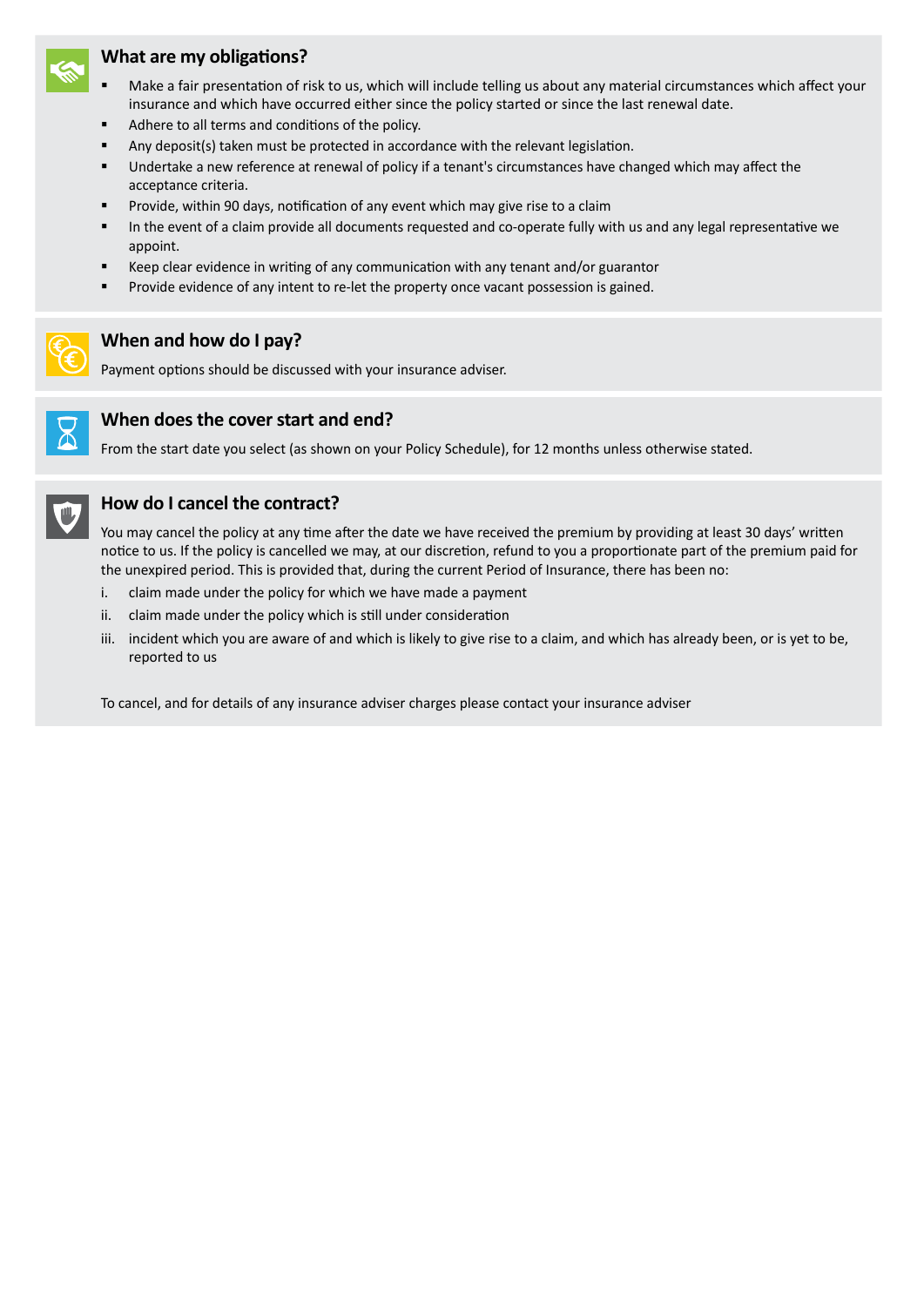## What are my obligations?

- Make a fair presentation of risk to us, which will include telling us about any material circumstances which affect your insurance and which have occurred either since the policy started or since the last renewal date.
- Adhere to all terms and conditions of the policy.
- Any deposit(s) taken must be protected in accordance with the relevant legislation.
- Undertake a new reference at renewal of policy if a tenant's circumstances have changed which may affect the acceptance criteria.
- Provide, within 90 days, notification of any event which may give rise to a claim
- In the event of a claim provide all documents requested and co-operate fully with us and any legal representative we appoint.
- Keep clear evidence in writing of any communication with any tenant and/or guarantor
- Provide evidence of any intent to re-let the property once vacant possession is gained.

## When and how do I pay?

Payment options should be discussed with your insurance adviser.

## When does the cover start and end?

From the start date you select (as shown on your Policy Schedule), for 12 months unless otherwise stated.

## How do I cancel the contract?

You may cancel the policy at any time after the date we have received the premium by providing at least 30 days' written notice to us. If the policy is cancelled we may, at our discretion, refund to you a proportionate part of the premium paid for the unexpired period. This is provided that, during the current Period of Insurance, there has been no:

i. claim made under the policy for which we have made a payment
ii. claim made under the policy which is still under consideration
iii. incident which you are aware of and which is likely to give rise to a claim, and which has already been, or is yet to be, reported to us

To cancel, and for details of any insurance adviser charges please contact your insurance adviser